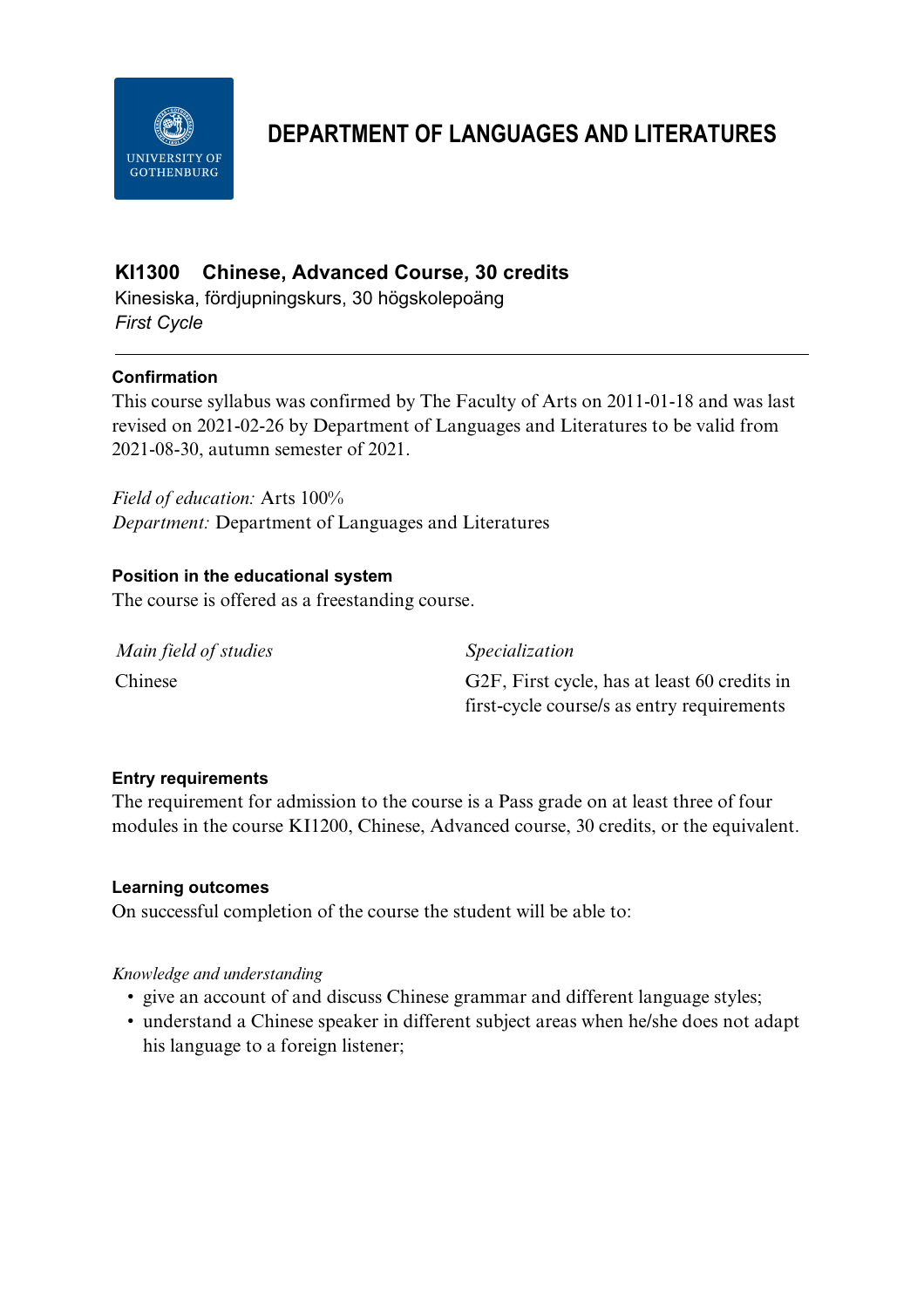# DEPARTMENT OF LANGUAGES AND LITERATURES

## KI1300 Chinese, Advanced Course, 30 credits

Kinesiska, fördjupningskurs, 30 högskolepoäng

*First Cycle*

---

### Confirmation

This course syllabus was confirmed by The Faculty of Arts on 2011-01-18 and was last revised on 2021-02-26 by Department of Languages and Literatures to be valid from 2021-08-30, autumn semester of 2021.

*Field of education:* Arts 100%

*Department:* Department of Languages and Literatures

### Position in the educational system

The course is offered as a freestanding course.

| *Main field of studies* | *Specialization* |
|---|---|
| Chinese | G2F, First cycle, has at least 60 credits in first-cycle course/s as entry requirements |

### Entry requirements

The requirement for admission to the course is a Pass grade on at least three of four modules in the course KI1200, Chinese, Advanced course, 30 credits, or the equivalent.

### Learning outcomes

On successful completion of the course the student will be able to:

*Knowledge and understanding*

- give an account of and discuss Chinese grammar and different language styles;
- understand a Chinese speaker in different subject areas when he/she does not adapt his language to a foreign listener;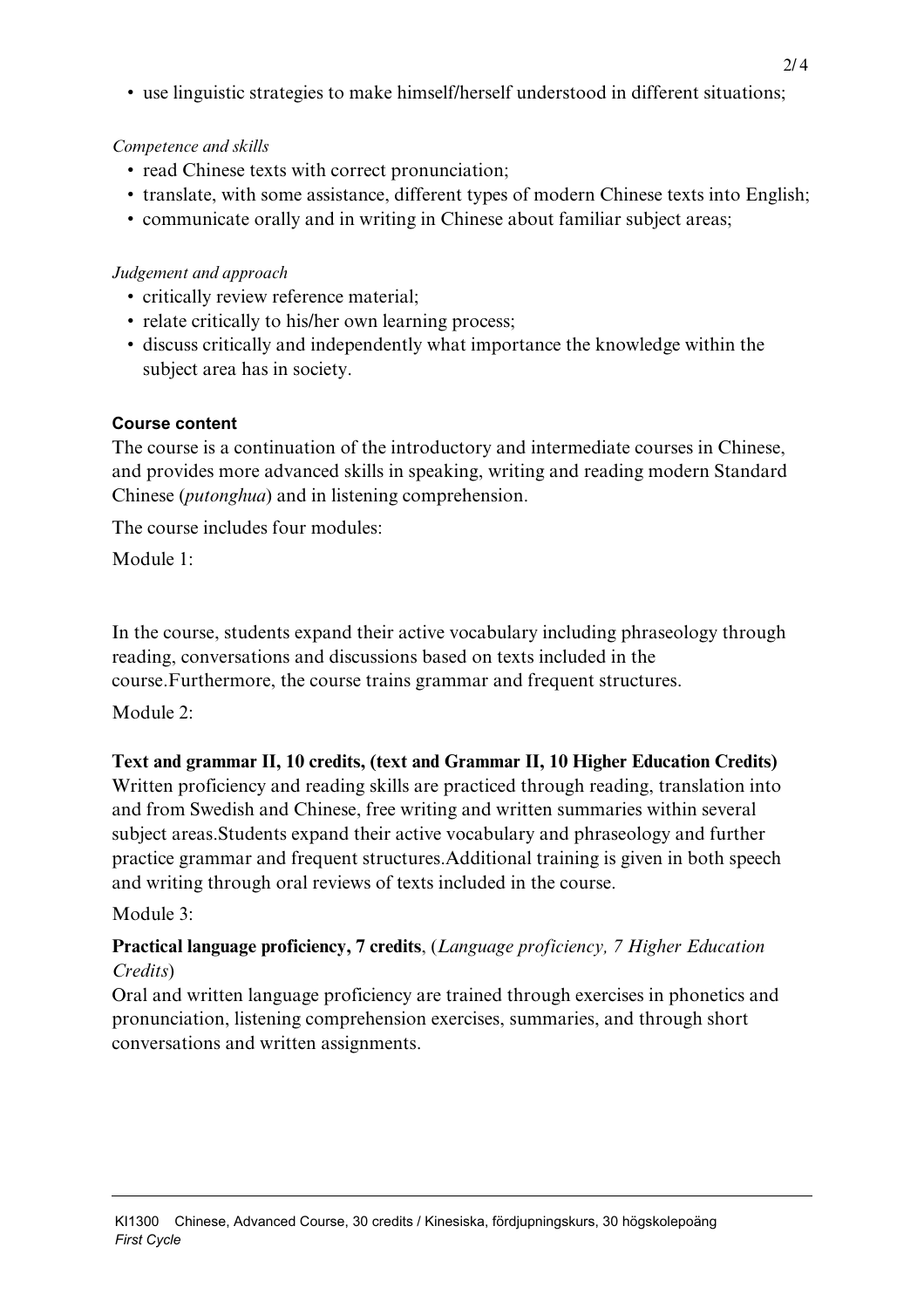- use linguistic strategies to make himself/herself understood in different situations;

*Competence and skills*

- read Chinese texts with correct pronunciation;
- translate, with some assistance, different types of modern Chinese texts into English;
- communicate orally and in writing in Chinese about familiar subject areas;

*Judgement and approach*

- critically review reference material;
- relate critically to his/her own learning process;
- discuss critically and independently what importance the knowledge within the subject area has in society.

**Course content**

The course is a continuation of the introductory and intermediate courses in Chinese, and provides more advanced skills in speaking, writing and reading modern Standard Chinese (*putonghua*) and in listening comprehension.

The course includes four modules:

Module 1:

In the course, students expand their active vocabulary including phraseology through reading, conversations and discussions based on texts included in the course.Furthermore, the course trains grammar and frequent structures.

Module 2:

**Text and grammar II, 10 credits, (text and Grammar II, 10 Higher Education Credits)**
Written proficiency and reading skills are practiced through reading, translation into and from Swedish and Chinese, free writing and written summaries within several subject areas.Students expand their active vocabulary and phraseology and further practice grammar and frequent structures.Additional training is given in both speech and writing through oral reviews of texts included in the course.

Module 3:

**Practical language proficiency, 7 credits**, (*Language proficiency, 7 Higher Education Credits*)
Oral and written language proficiency are trained through exercises in phonetics and pronunciation, listening comprehension exercises, summaries, and through short conversations and written assignments.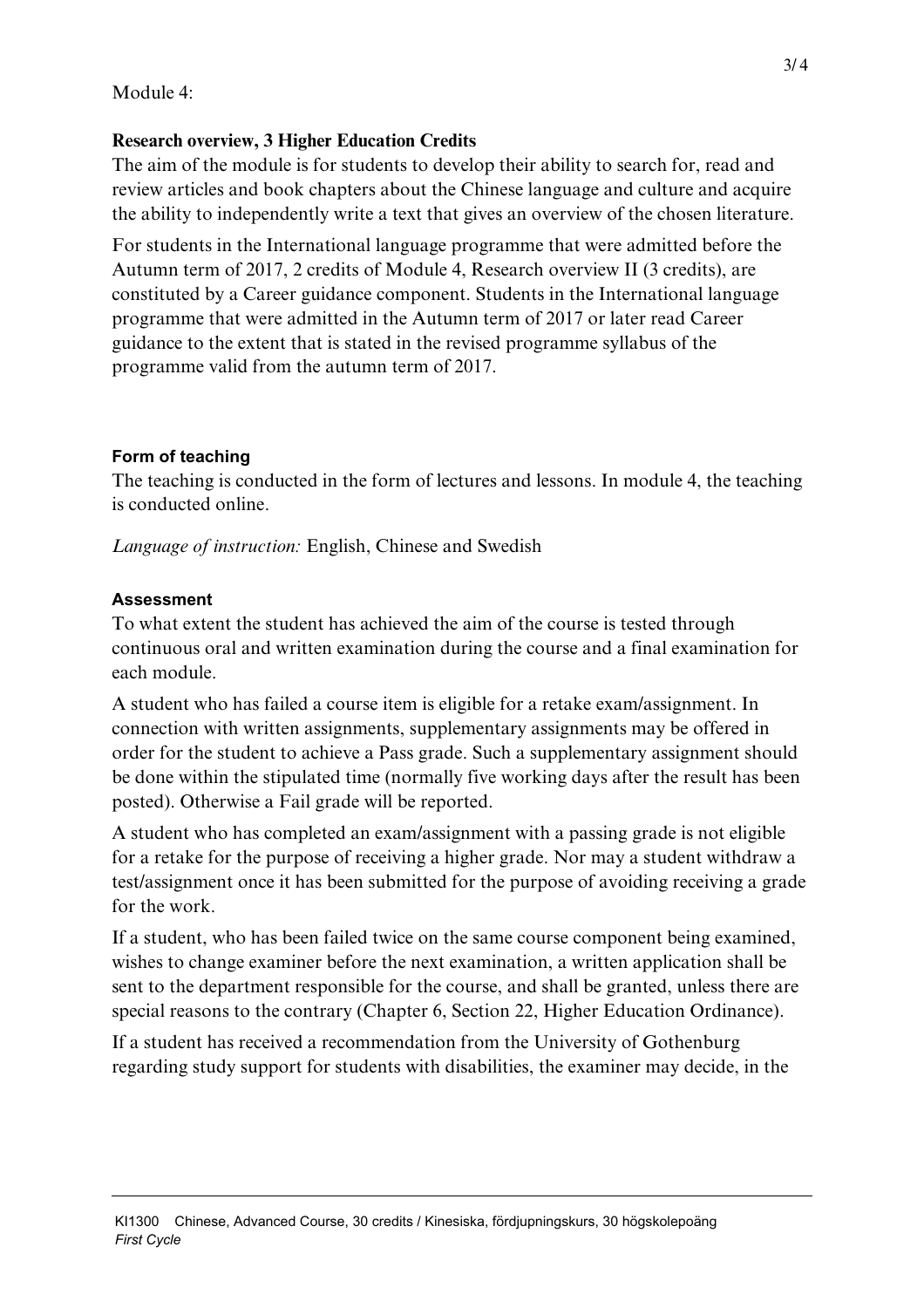Module 4:

**Research overview, 3 Higher Education Credits**

The aim of the module is for students to develop their ability to search for, read and review articles and book chapters about the Chinese language and culture and acquire the ability to independently write a text that gives an overview of the chosen literature.

For students in the International language programme that were admitted before the Autumn term of 2017, 2 credits of Module 4, Research overview II (3 credits), are constituted by a Career guidance component. Students in the International language programme that were admitted in the Autumn term of 2017 or later read Career guidance to the extent that is stated in the revised programme syllabus of the programme valid from the autumn term of 2017.

## Form of teaching

The teaching is conducted in the form of lectures and lessons. In module 4, the teaching is conducted online.

*Language of instruction:* English, Chinese and Swedish

## Assessment

To what extent the student has achieved the aim of the course is tested through continuous oral and written examination during the course and a final examination for each module.

A student who has failed a course item is eligible for a retake exam/assignment. In connection with written assignments, supplementary assignments may be offered in order for the student to achieve a Pass grade. Such a supplementary assignment should be done within the stipulated time (normally five working days after the result has been posted). Otherwise a Fail grade will be reported.

A student who has completed an exam/assignment with a passing grade is not eligible for a retake for the purpose of receiving a higher grade. Nor may a student withdraw a test/assignment once it has been submitted for the purpose of avoiding receiving a grade for the work.

If a student, who has been failed twice on the same course component being examined, wishes to change examiner before the next examination, a written application shall be sent to the department responsible for the course, and shall be granted, unless there are special reasons to the contrary (Chapter 6, Section 22, Higher Education Ordinance).

If a student has received a recommendation from the University of Gothenburg regarding study support for students with disabilities, the examiner may decide, in the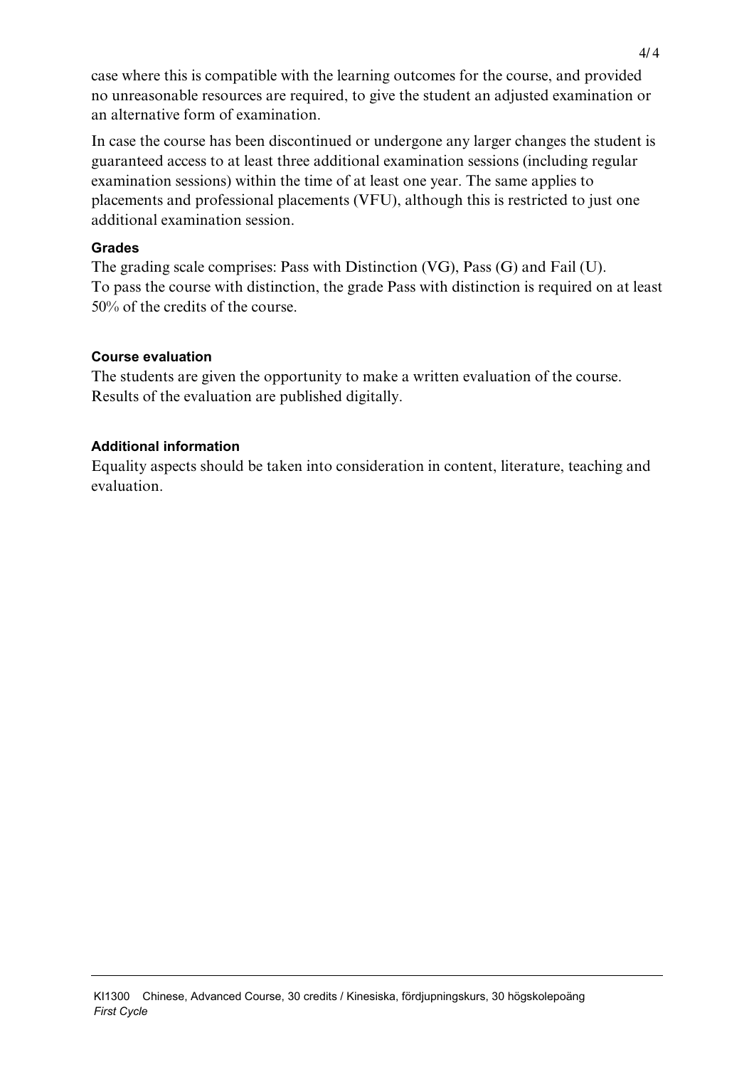case where this is compatible with the learning outcomes for the course, and provided no unreasonable resources are required, to give the student an adjusted examination or an alternative form of examination.

In case the course has been discontinued or undergone any larger changes the student is guaranteed access to at least three additional examination sessions (including regular examination sessions) within the time of at least one year. The same applies to placements and professional placements (VFU), although this is restricted to just one additional examination session.

### Grades

The grading scale comprises: Pass with Distinction (VG), Pass (G) and Fail (U).
To pass the course with distinction, the grade Pass with distinction is required on at least 50% of the credits of the course.

### Course evaluation

The students are given the opportunity to make a written evaluation of the course. Results of the evaluation are published digitally.

### Additional information

Equality aspects should be taken into consideration in content, literature, teaching and evaluation.